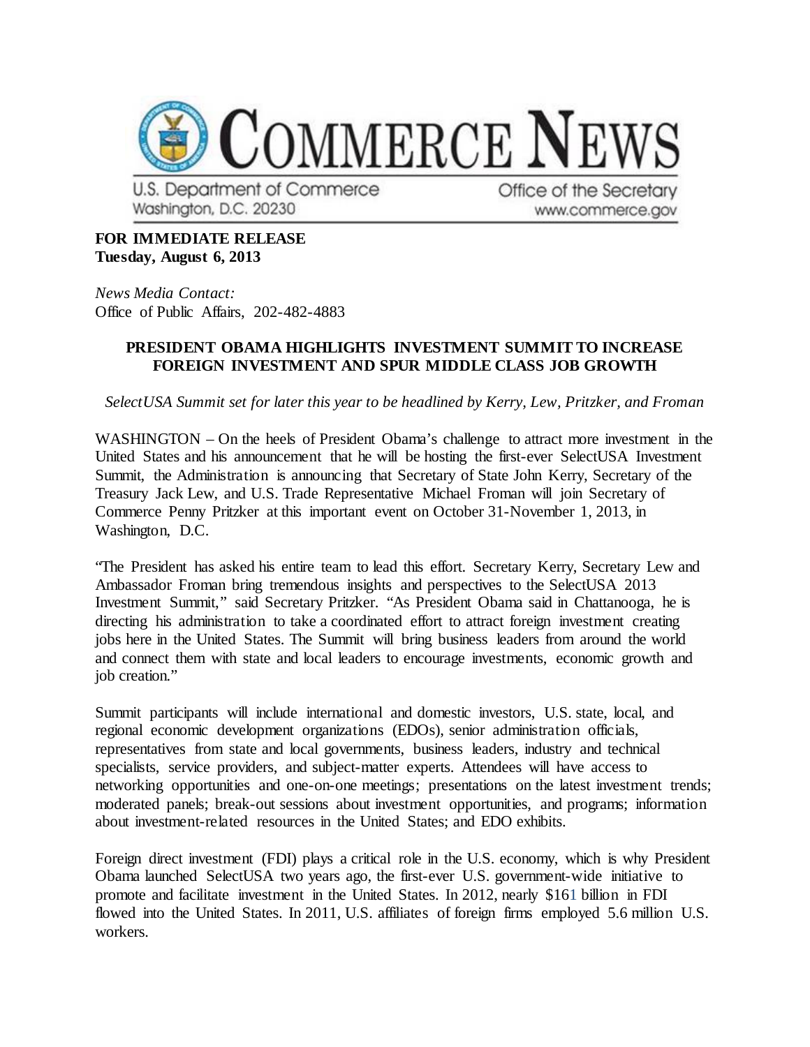# COMMERCE NEWS

U.S. Department of Commerce
Washington, D.C. 20230

Office of the Secretary
www.commerce.gov

**FOR IMMEDIATE RELEASE**
**Tuesday, August 6, 2013**

*News Media Contact:*
Office of Public Affairs, 202-482-4883

## PRESIDENT OBAMA HIGHLIGHTS INVESTMENT SUMMIT TO INCREASE FOREIGN INVESTMENT AND SPUR MIDDLE CLASS JOB GROWTH

*SelectUSA Summit set for later this year to be headlined by Kerry, Lew, Pritzker, and Froman*

WASHINGTON – On the heels of President Obama's challenge to attract more investment in the United States and his announcement that he will be hosting the first-ever SelectUSA Investment Summit, the Administration is announcing that Secretary of State John Kerry, Secretary of the Treasury Jack Lew, and U.S. Trade Representative Michael Froman will join Secretary of Commerce Penny Pritzker at this important event on October 31-November 1, 2013, in Washington, D.C.

"The President has asked his entire team to lead this effort. Secretary Kerry, Secretary Lew and Ambassador Froman bring tremendous insights and perspectives to the SelectUSA 2013 Investment Summit," said Secretary Pritzker. "As President Obama said in Chattanooga, he is directing his administration to take a coordinated effort to attract foreign investment creating jobs here in the United States. The Summit will bring business leaders from around the world and connect them with state and local leaders to encourage investments, economic growth and job creation."

Summit participants will include international and domestic investors, U.S. state, local, and regional economic development organizations (EDOs), senior administration officials, representatives from state and local governments, business leaders, industry and technical specialists, service providers, and subject-matter experts. Attendees will have access to networking opportunities and one-on-one meetings; presentations on the latest investment trends; moderated panels; break-out sessions about investment opportunities, and programs; information about investment-related resources in the United States; and EDO exhibits.

Foreign direct investment (FDI) plays a critical role in the U.S. economy, which is why President Obama launched SelectUSA two years ago, the first-ever U.S. government-wide initiative to promote and facilitate investment in the United States. In 2012, nearly $161 billion in FDI flowed into the United States. In 2011, U.S. affiliates of foreign firms employed 5.6 million U.S. workers.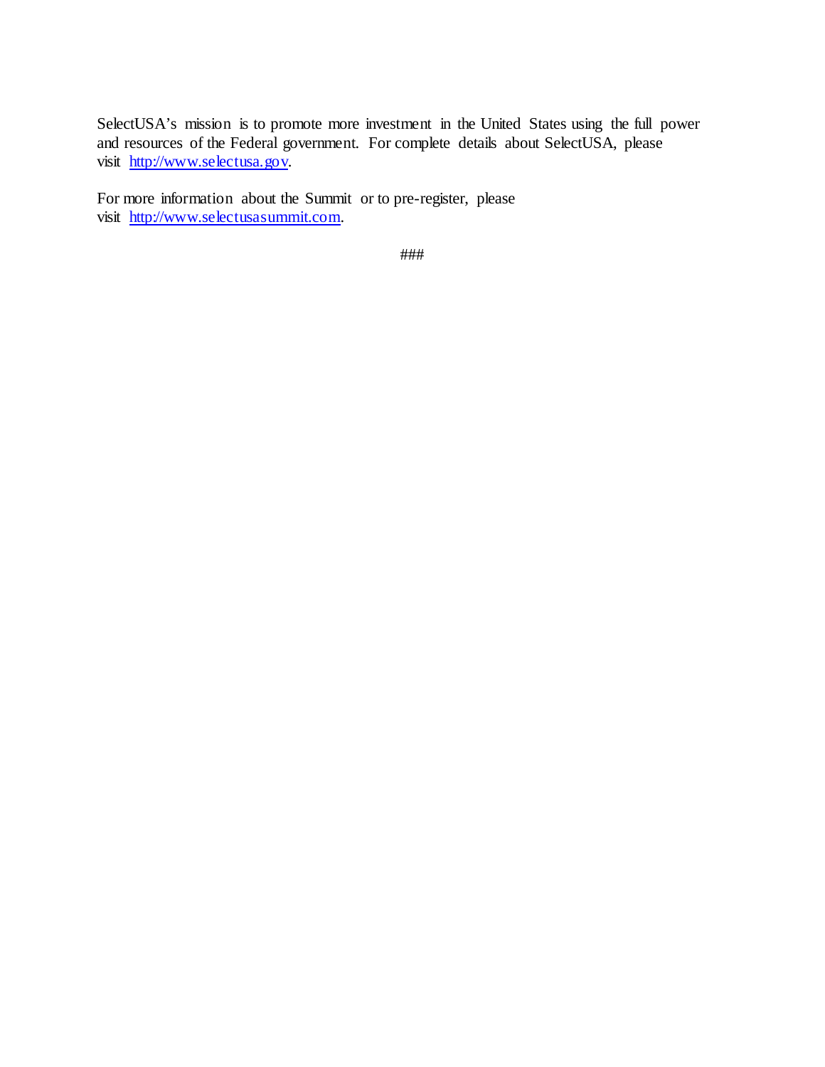SelectUSA's mission is to promote more investment in the United States using the full power and resources of the Federal government. For complete details about SelectUSA, please visit [http://www.selectusa.gov](http://www.selectusa.gov).

For more information about the Summit or to pre-register, please visit [http://www.selectusasummit.com](http://www.selectusasummit.com).

###